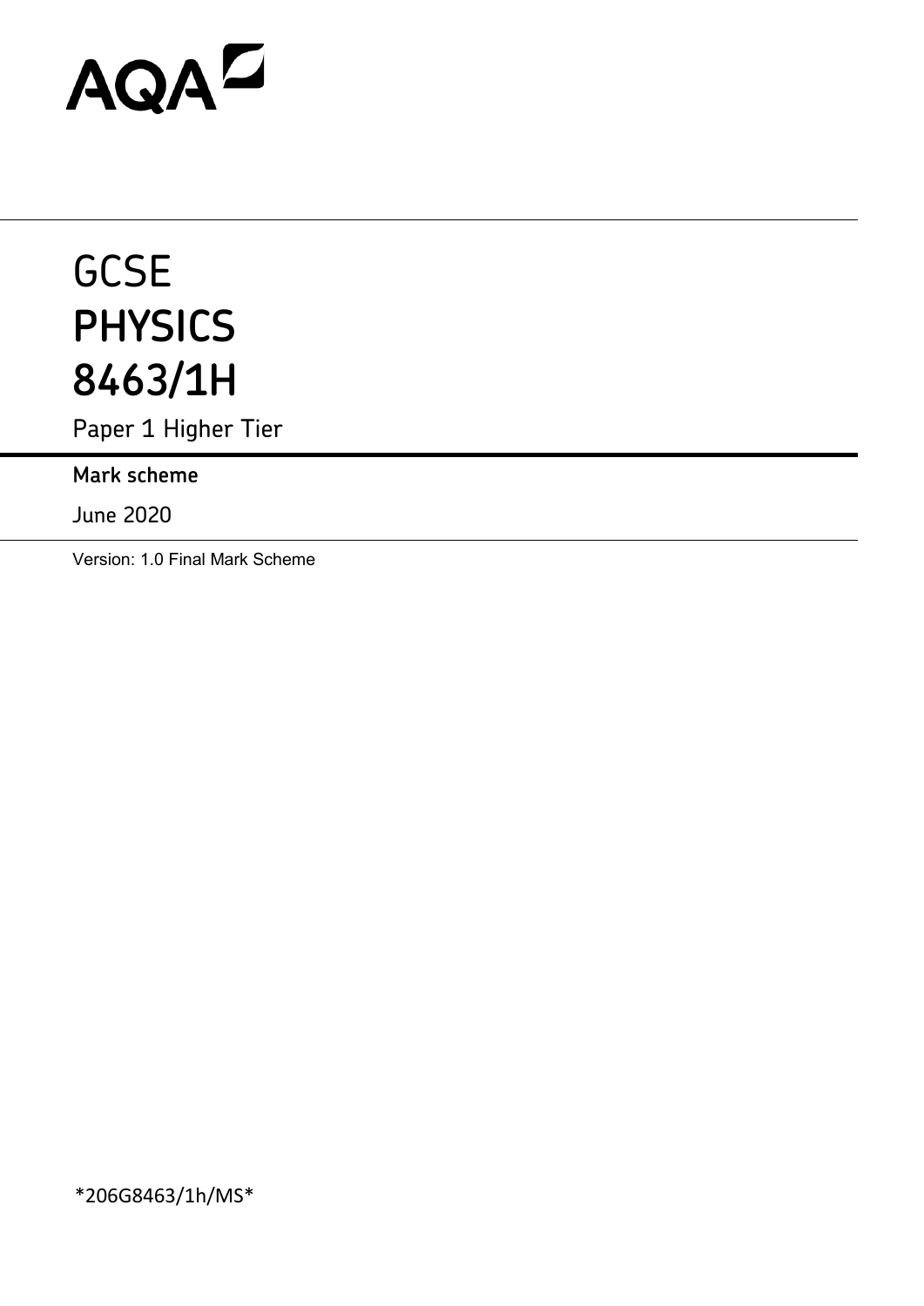# AQA

# GCSE
# PHYSICS
# 8463/1H

Paper 1 Higher Tier

**Mark scheme**

June 2020

Version: 1.0 Final Mark Scheme

*206G8463/1h/MS*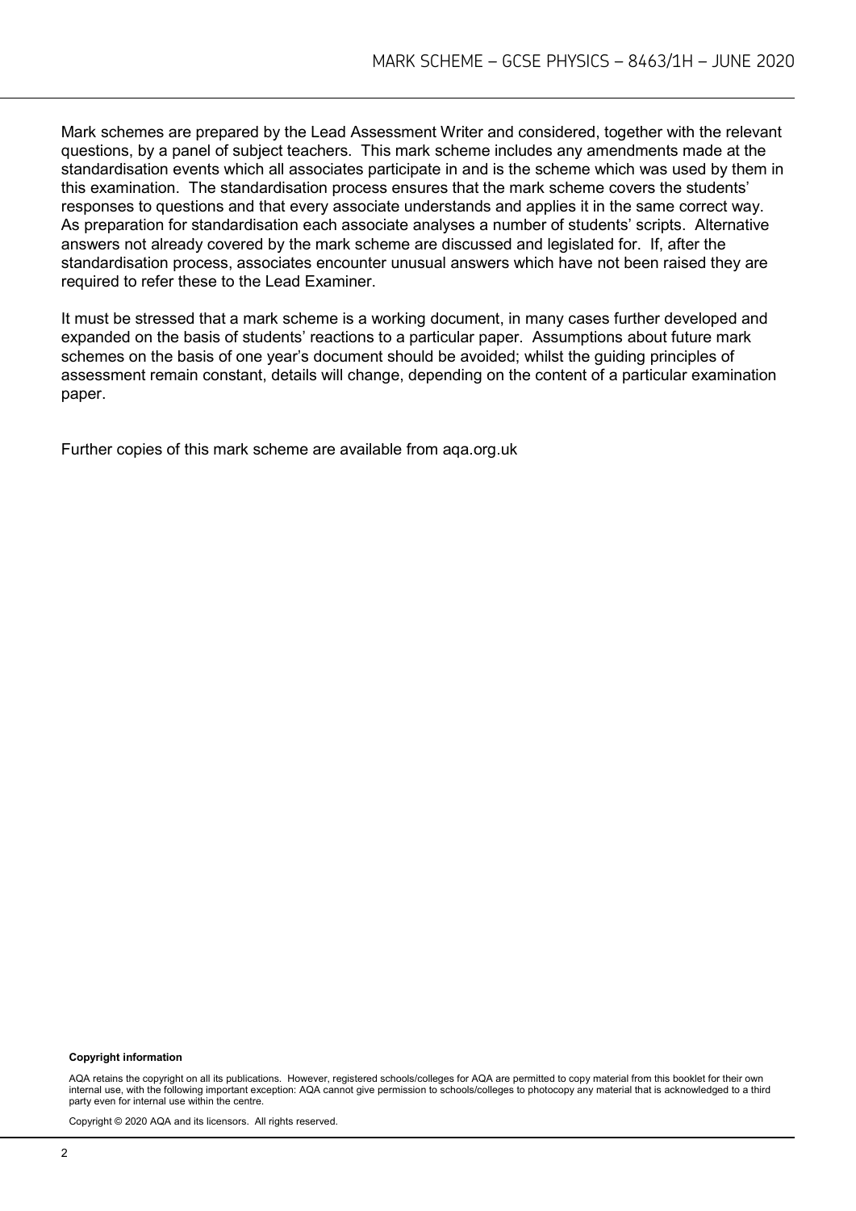Mark schemes are prepared by the Lead Assessment Writer and considered, together with the relevant questions, by a panel of subject teachers. This mark scheme includes any amendments made at the standardisation events which all associates participate in and is the scheme which was used by them in this examination. The standardisation process ensures that the mark scheme covers the students' responses to questions and that every associate understands and applies it in the same correct way. As preparation for standardisation each associate analyses a number of students' scripts. Alternative answers not already covered by the mark scheme are discussed and legislated for. If, after the standardisation process, associates encounter unusual answers which have not been raised they are required to refer these to the Lead Examiner.

It must be stressed that a mark scheme is a working document, in many cases further developed and expanded on the basis of students' reactions to a particular paper. Assumptions about future mark schemes on the basis of one year's document should be avoided; whilst the guiding principles of assessment remain constant, details will change, depending on the content of a particular examination paper.

Further copies of this mark scheme are available from aqa.org.uk

**Copyright information**

AQA retains the copyright on all its publications. However, registered schools/colleges for AQA are permitted to copy material from this booklet for their own internal use, with the following important exception: AQA cannot give permission to schools/colleges to photocopy any material that is acknowledged to a third party even for internal use within the centre.

Copyright © 2020 AQA and its licensors. All rights reserved.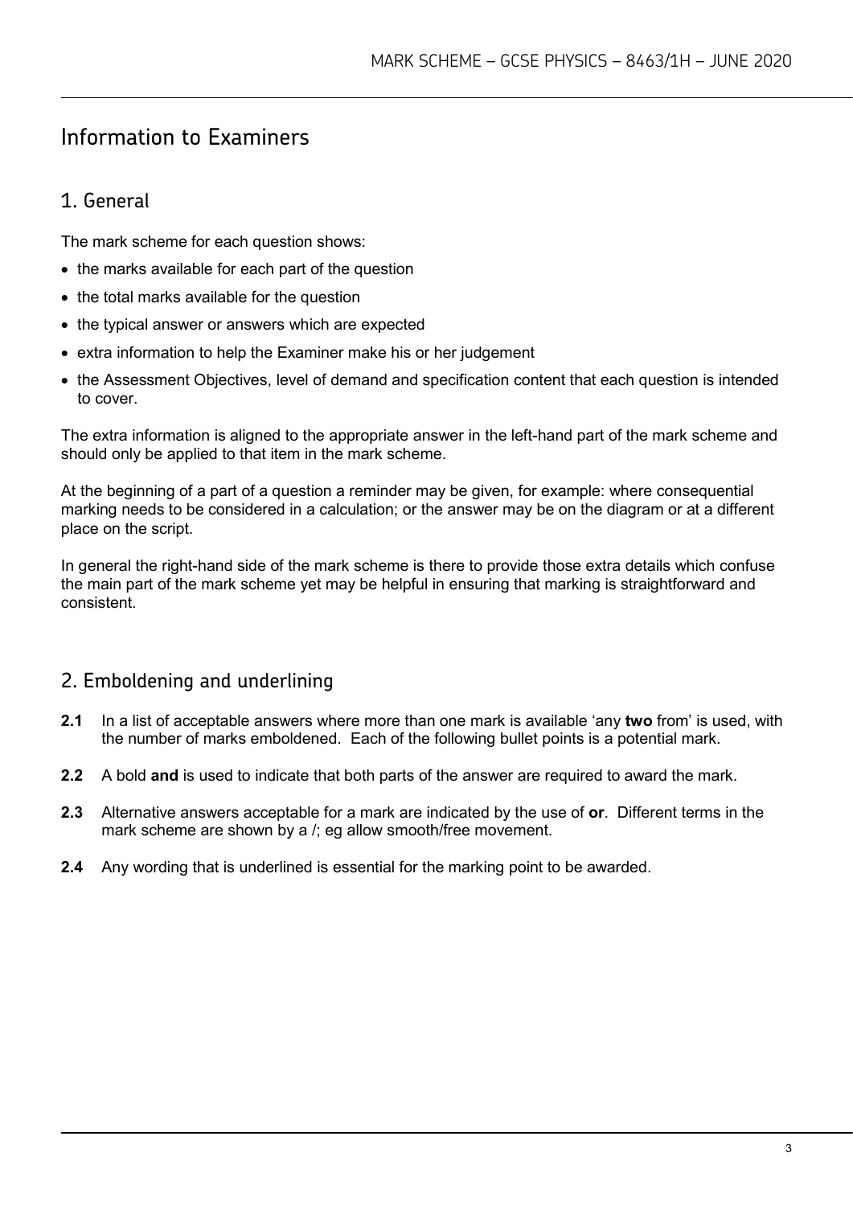# Information to Examiners

## 1. General

The mark scheme for each question shows:

- the marks available for each part of the question
- the total marks available for the question
- the typical answer or answers which are expected
- extra information to help the Examiner make his or her judgement
- the Assessment Objectives, level of demand and specification content that each question is intended to cover.

The extra information is aligned to the appropriate answer in the left-hand part of the mark scheme and should only be applied to that item in the mark scheme.

At the beginning of a part of a question a reminder may be given, for example: where consequential marking needs to be considered in a calculation; or the answer may be on the diagram or at a different place on the script.

In general the right-hand side of the mark scheme is there to provide those extra details which confuse the main part of the mark scheme yet may be helpful in ensuring that marking is straightforward and consistent.

## 2. Emboldening and underlining

**2.1** In a list of acceptable answers where more than one mark is available 'any **two** from' is used, with the number of marks emboldened. Each of the following bullet points is a potential mark.

**2.2** A bold **and** is used to indicate that both parts of the answer are required to award the mark.

**2.3** Alternative answers acceptable for a mark are indicated by the use of **or**. Different terms in the mark scheme are shown by a /; eg allow smooth/free movement.

**2.4** Any wording that is underlined is essential for the marking point to be awarded.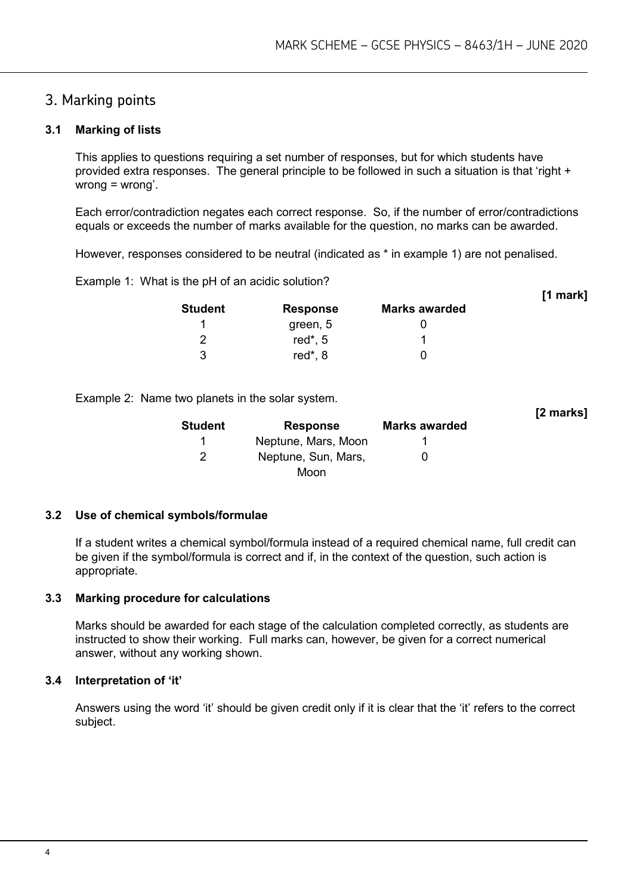## 3. Marking points

### 3.1 Marking of lists

This applies to questions requiring a set number of responses, but for which students have provided extra responses. The general principle to be followed in such a situation is that 'right + wrong = wrong'.

Each error/contradiction negates each correct response. So, if the number of error/contradictions equals or exceeds the number of marks available for the question, no marks can be awarded.

However, responses considered to be neutral (indicated as * in example 1) are not penalised.

Example 1: What is the pH of an acidic solution?

**[1 mark]**

| Student | Response | Marks awarded |
|---|---|---|
| 1 | green, 5 | 0 |
| 2 | red*, 5 | 1 |
| 3 | red*, 8 | 0 |

Example 2: Name two planets in the solar system.

**[2 marks]**

| Student | Response | Marks awarded |
|---|---|---|
| 1 | Neptune, Mars, Moon | 1 |
| 2 | Neptune, Sun, Mars, Moon | 0 |

### 3.2 Use of chemical symbols/formulae

If a student writes a chemical symbol/formula instead of a required chemical name, full credit can be given if the symbol/formula is correct and if, in the context of the question, such action is appropriate.

### 3.3 Marking procedure for calculations

Marks should be awarded for each stage of the calculation completed correctly, as students are instructed to show their working. Full marks can, however, be given for a correct numerical answer, without any working shown.

### 3.4 Interpretation of 'it'

Answers using the word 'it' should be given credit only if it is clear that the 'it' refers to the correct subject.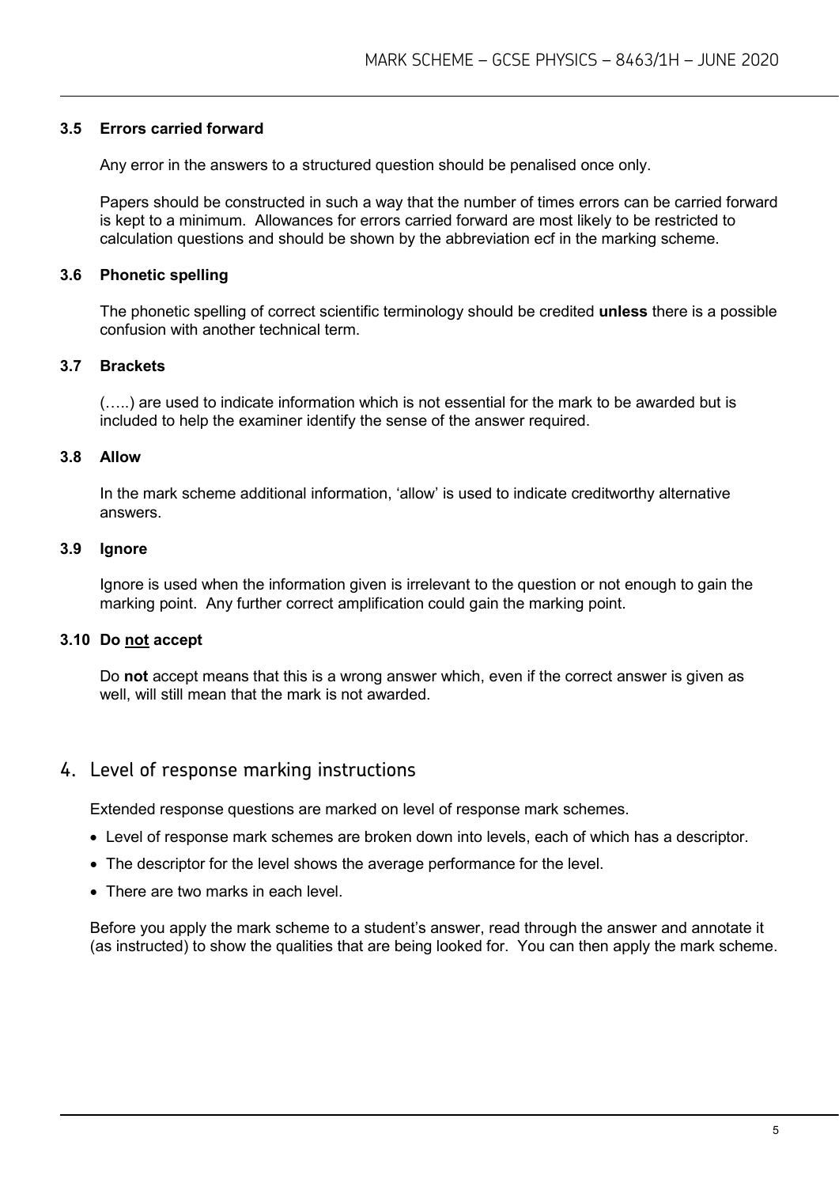### 3.5 Errors carried forward

Any error in the answers to a structured question should be penalised once only.

Papers should be constructed in such a way that the number of times errors can be carried forward is kept to a minimum. Allowances for errors carried forward are most likely to be restricted to calculation questions and should be shown by the abbreviation ecf in the marking scheme.

### 3.6 Phonetic spelling

The phonetic spelling of correct scientific terminology should be credited **unless** there is a possible confusion with another technical term.

### 3.7 Brackets

(…..) are used to indicate information which is not essential for the mark to be awarded but is included to help the examiner identify the sense of the answer required.

### 3.8 Allow

In the mark scheme additional information, 'allow' is used to indicate creditworthy alternative answers.

### 3.9 Ignore

Ignore is used when the information given is irrelevant to the question or not enough to gain the marking point. Any further correct amplification could gain the marking point.

### 3.10 Do not accept

Do **not** accept means that this is a wrong answer which, even if the correct answer is given as well, will still mean that the mark is not awarded.

## 4. Level of response marking instructions

Extended response questions are marked on level of response mark schemes.

- Level of response mark schemes are broken down into levels, each of which has a descriptor.
- The descriptor for the level shows the average performance for the level.
- There are two marks in each level.

Before you apply the mark scheme to a student's answer, read through the answer and annotate it (as instructed) to show the qualities that are being looked for. You can then apply the mark scheme.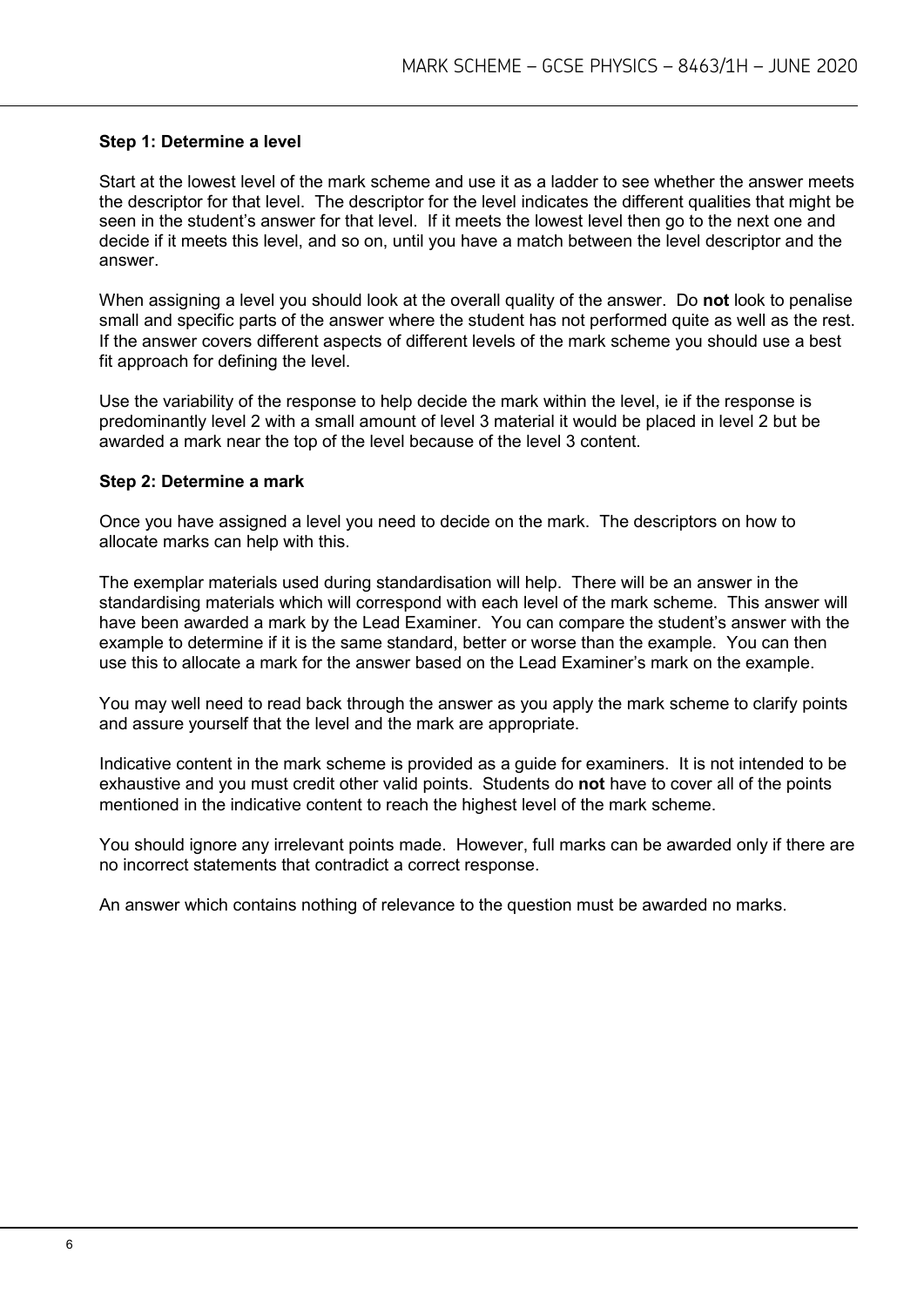**Step 1: Determine a level**

Start at the lowest level of the mark scheme and use it as a ladder to see whether the answer meets the descriptor for that level. The descriptor for the level indicates the different qualities that might be seen in the student's answer for that level. If it meets the lowest level then go to the next one and decide if it meets this level, and so on, until you have a match between the level descriptor and the answer.

When assigning a level you should look at the overall quality of the answer. Do **not** look to penalise small and specific parts of the answer where the student has not performed quite as well as the rest. If the answer covers different aspects of different levels of the mark scheme you should use a best fit approach for defining the level.

Use the variability of the response to help decide the mark within the level, ie if the response is predominantly level 2 with a small amount of level 3 material it would be placed in level 2 but be awarded a mark near the top of the level because of the level 3 content.

**Step 2: Determine a mark**

Once you have assigned a level you need to decide on the mark. The descriptors on how to allocate marks can help with this.

The exemplar materials used during standardisation will help. There will be an answer in the standardising materials which will correspond with each level of the mark scheme. This answer will have been awarded a mark by the Lead Examiner. You can compare the student's answer with the example to determine if it is the same standard, better or worse than the example. You can then use this to allocate a mark for the answer based on the Lead Examiner's mark on the example.

You may well need to read back through the answer as you apply the mark scheme to clarify points and assure yourself that the level and the mark are appropriate.

Indicative content in the mark scheme is provided as a guide for examiners. It is not intended to be exhaustive and you must credit other valid points. Students do **not** have to cover all of the points mentioned in the indicative content to reach the highest level of the mark scheme.

You should ignore any irrelevant points made. However, full marks can be awarded only if there are no incorrect statements that contradict a correct response.

An answer which contains nothing of relevance to the question must be awarded no marks.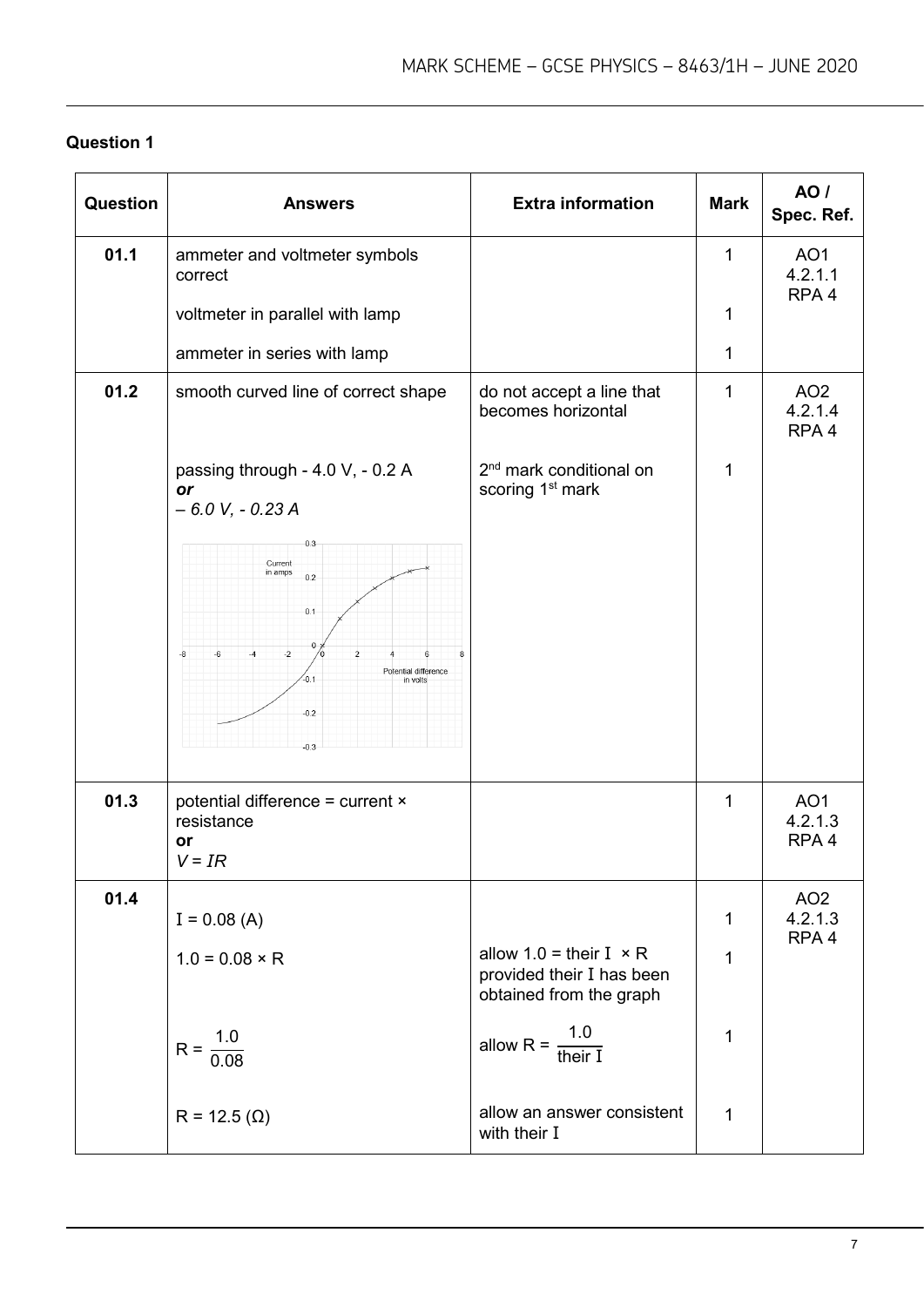## Question 1

| Question | Answers | Extra information | Mark | AO / Spec. Ref. |
| --- | --- | --- | --- | --- |
| 01.1 | ammeter and voltmeter symbols correct | | 1 | AO1 4.2.1.1 RPA 4 |
| | voltmeter in parallel with lamp | | 1 | |
| | ammeter in series with lamp | | 1 | |
| 01.2 | smooth curved line of correct shape | do not accept a line that becomes horizontal | 1 | AO2 4.2.1.4 RPA 4 |
| | passing through - 4.0 V, - 0.2 A ***or*** *– 6.0 V, - 0.23 A* | 2[nd] mark conditional on scoring 1[st] mark | 1 | |
| 01.3 | potential difference = current × resistance **or** $V = IR$ | | 1 | AO1 4.2.1.3 RPA 4 |
| 01.4 | $I = 0.08$ (A) | | 1 | AO2 4.2.1.3 RPA 4 |
| | $1.0 = 0.08 \times R$ | allow $1.0 =$ their $I \times R$ provided their $I$ has been obtained from the graph | 1 | |
| | $R = \frac{1.0}{0.08}$ | allow $R = \frac{1.0}{\text{their } I}$ | 1 | |
| | $R = 12.5$ ($\Omega$) | allow an answer consistent with their $I$ | 1 | |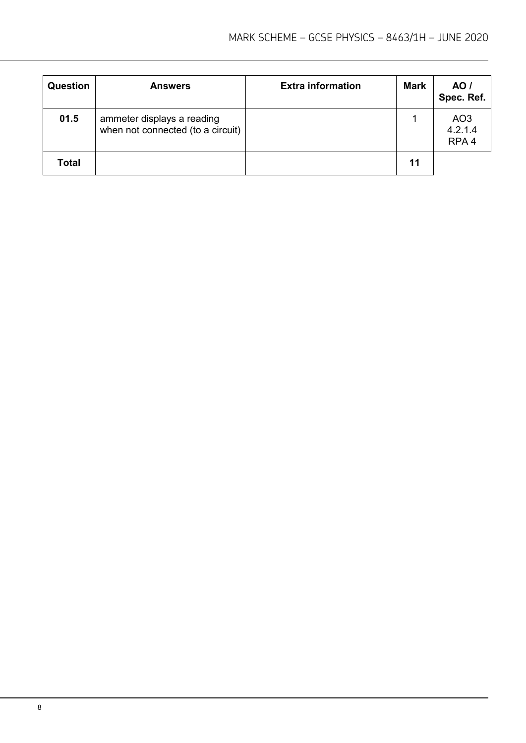| Question | Answers | Extra information | Mark | AO / Spec. Ref. |
|---|---|---|---|---|
| 01.5 | ammeter displays a reading when not connected (to a circuit) | | 1 | AO3 4.2.1.4 RPA 4 |
| Total | | | 11 | |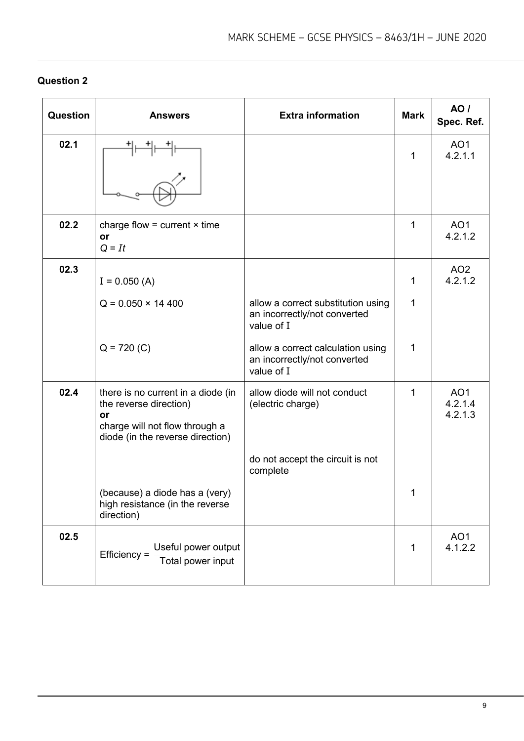## Question 2

| Question | Answers | Extra information | Mark | AO / Spec. Ref. |
|---|---|---|---|---|
| 02.1 | | | 1 | AO1 4.2.1.1 |
| 02.2 | charge flow = current × time **or** $Q = It$ | | 1 | AO1 4.2.1.2 |
| 02.3 | $I = 0.050$ (A) | | 1 | AO2 4.2.1.2 |
| | $Q = 0.050 \times 14\,400$ | allow a correct substitution using an incorrectly/not converted value of $I$ | 1 | |
| | $Q = 720$ (C) | allow a correct calculation using an incorrectly/not converted value of $I$ | 1 | |
| 02.4 | there is no current in a diode (in the reverse direction) **or** charge will not flow through a diode (in the reverse direction) | allow diode will not conduct (electric charge) | 1 | AO1 4.2.1.4 4.2.1.3 |
| | | do not accept the circuit is not complete | | |
| | (because) a diode has a (very) high resistance (in the reverse direction) | | 1 | |
| 02.5 | $\text{Efficiency} = \dfrac{\text{Useful power output}}{\text{Total power input}}$ | | 1 | AO1 4.1.2.2 |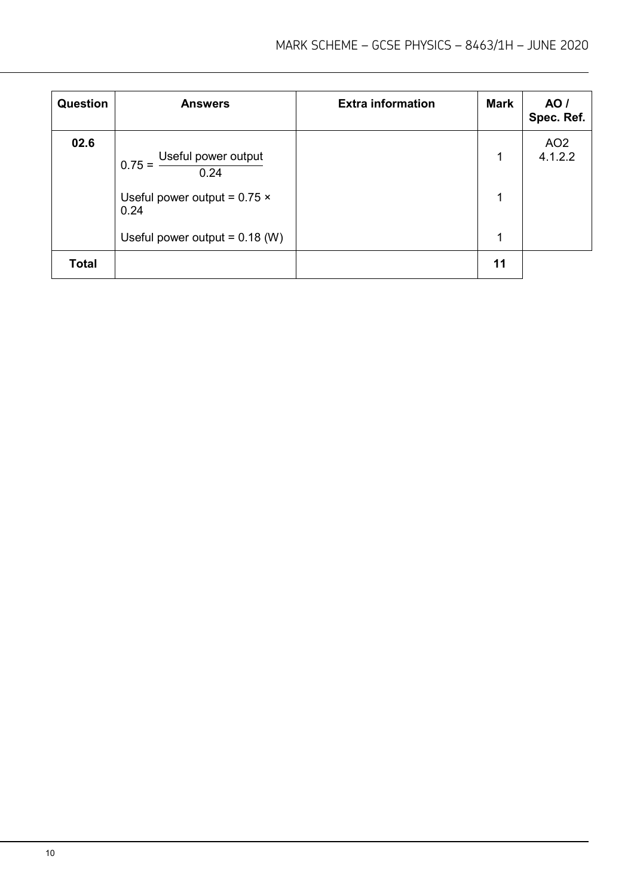| Question | Answers | Extra information | Mark | AO / Spec. Ref. |
|---|---|---|---|---|
| 02.6 | $0.75 = \frac{\text{Useful power output}}{0.24}$ | | 1 | AO2 4.1.2.2 |
| | Useful power output = 0.75 × 0.24 | | 1 | |
| | Useful power output = 0.18 (W) | | 1 | |
| Total | | | 11 | |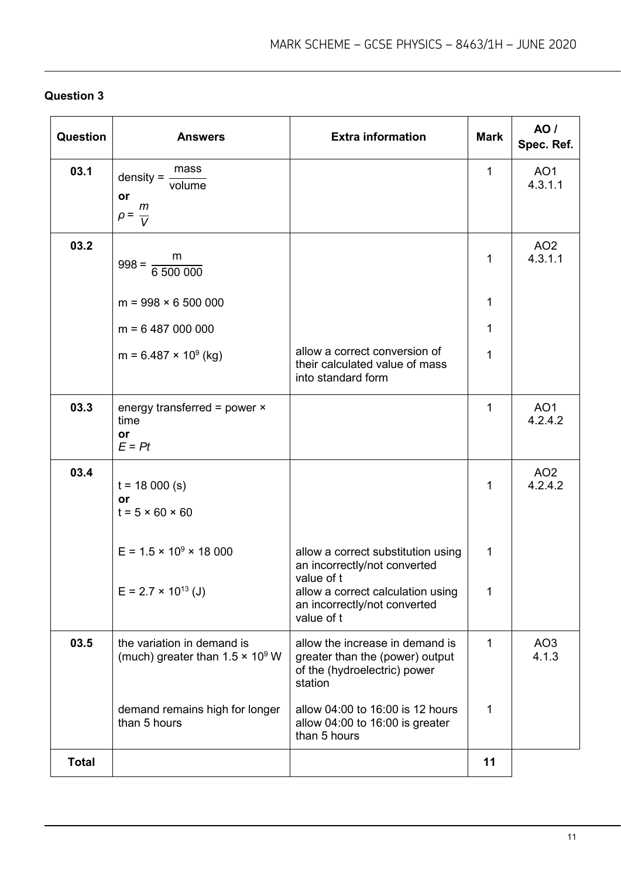## Question 3

| Question | Answers | Extra information | Mark | AO / Spec. Ref. |
|---|---|---|---|---|
| 03.1 | density = $\frac{\text{mass}}{\text{volume}}$ **or** $\rho = \frac{m}{V}$ | | 1 | AO1 4.3.1.1 |
| 03.2 | $998 = \frac{m}{6\ 500\ 000}$ | | 1 | AO2 4.3.1.1 |
| | $m = 998 \times 6\ 500\ 000$ | | 1 | |
| | $m = 6\ 487\ 000\ 000$ | | 1 | |
| | $m = 6.487 \times 10^9$ (kg) | allow a correct conversion of their calculated value of mass into standard form | 1 | |
| 03.3 | energy transferred = power × time **or** $E = Pt$ | | 1 | AO1 4.2.4.2 |
| 03.4 | $t = 18\ 000$ (s) **or** $t = 5 \times 60 \times 60$ | | 1 | AO2 4.2.4.2 |
| | $E = 1.5 \times 10^9 \times 18\ 000$ | allow a correct substitution using an incorrectly/not converted value of t | 1 | |
| | $E = 2.7 \times 10^{13}$ (J) | allow a correct calculation using an incorrectly/not converted value of t | 1 | |
| 03.5 | the variation in demand is (much) greater than $1.5 \times 10^9$ W | allow the increase in demand is greater than the (power) output of the (hydroelectric) power station | 1 | AO3 4.1.3 |
| | demand remains high for longer than 5 hours | allow 04:00 to 16:00 is 12 hours<br>allow 04:00 to 16:00 is greater than 5 hours | 1 | |
| **Total** | | | **11** | |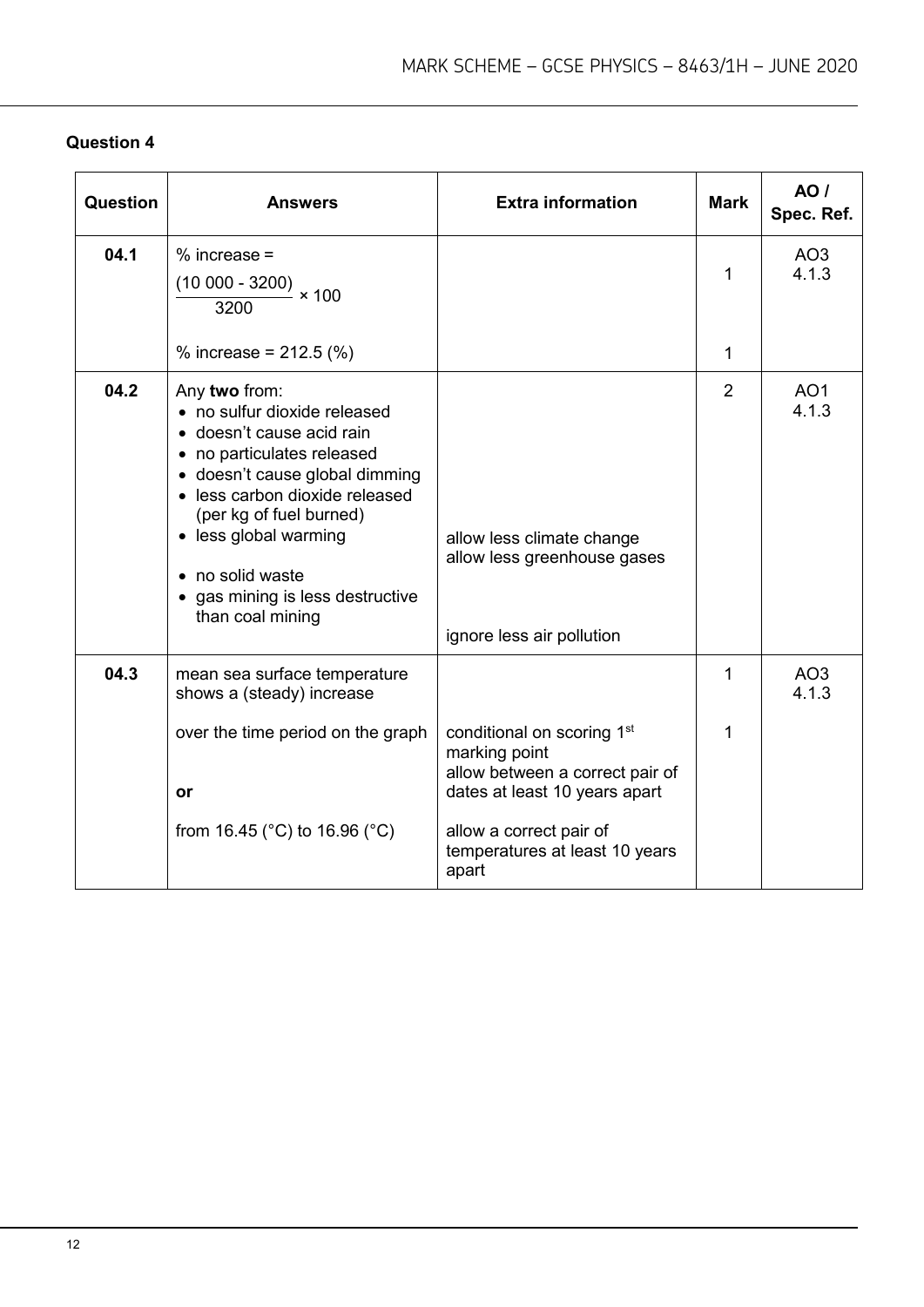## Question 4

| Question | Answers | Extra information | Mark | AO / Spec. Ref. |
|---|---|---|---|---|
| 04.1 | % increase = $\frac{(10\ 000 - 3200)}{3200} \times 100$ | | 1 | AO3 4.1.3 |
| | % increase = 212.5 (%) | | 1 | |
| 04.2 | Any **two** from:<br>• no sulfur dioxide released<br>• doesn't cause acid rain<br>• no particulates released<br>• doesn't cause global dimming<br>• less carbon dioxide released (per kg of fuel burned)<br>• less global warming<br>• no solid waste<br>• gas mining is less destructive than coal mining | allow less climate change<br>allow less greenhouse gases<br><br>ignore less air pollution | 2 | AO1 4.1.3 |
| 04.3 | mean sea surface temperature shows a (steady) increase | | 1 | AO3 4.1.3 |
| | over the time period on the graph<br><br>**or**<br><br>from 16.45 (°C) to 16.96 (°C) | conditional on scoring 1st marking point<br>allow between a correct pair of dates at least 10 years apart<br><br>allow a correct pair of temperatures at least 10 years apart | 1 | |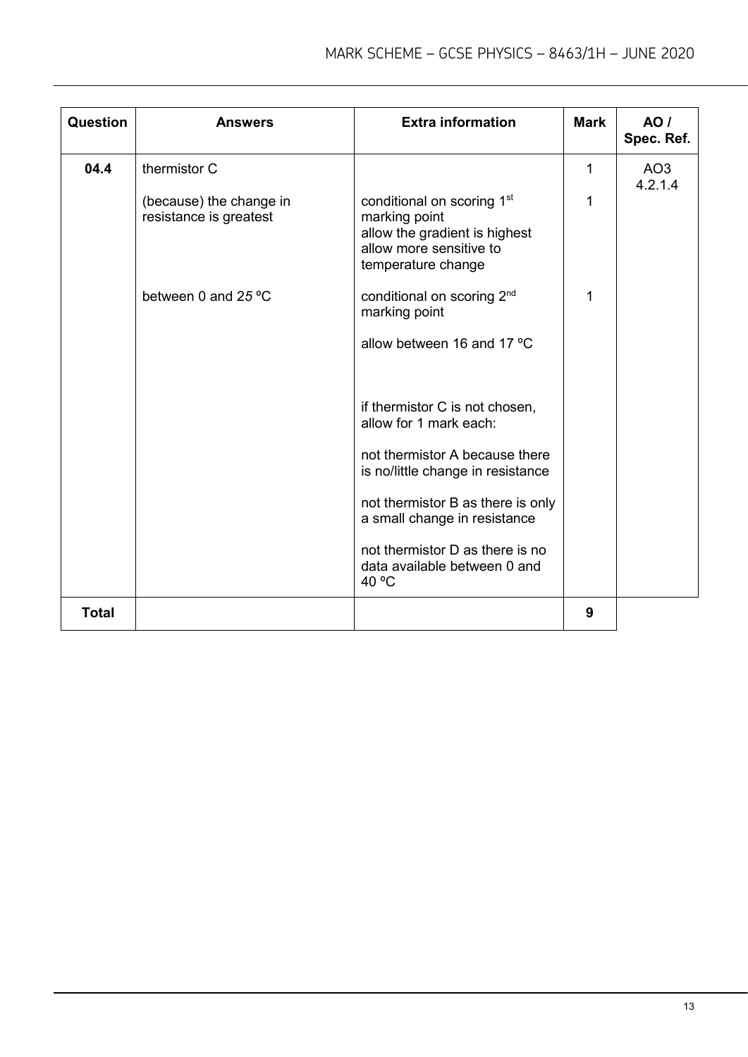| Question | Answers | Extra information | Mark | AO / Spec. Ref. |
|---|---|---|---|---|
| 04.4 | thermistor C | | 1 | AO3 4.2.1.4 |
| | (because) the change in resistance is greatest | conditional on scoring 1st marking point<br>allow the gradient is highest<br>allow more sensitive to temperature change | 1 | |
| | between 0 and 25 ºC | conditional on scoring 2nd marking point<br><br>allow between 16 and 17 ºC<br><br>if thermistor C is not chosen, allow for 1 mark each:<br><br>not thermistor A because there is no/little change in resistance<br><br>not thermistor B as there is only a small change in resistance<br><br>not thermistor D as there is no data available between 0 and 40 ºC | 1 | |
| Total | | | 9 | |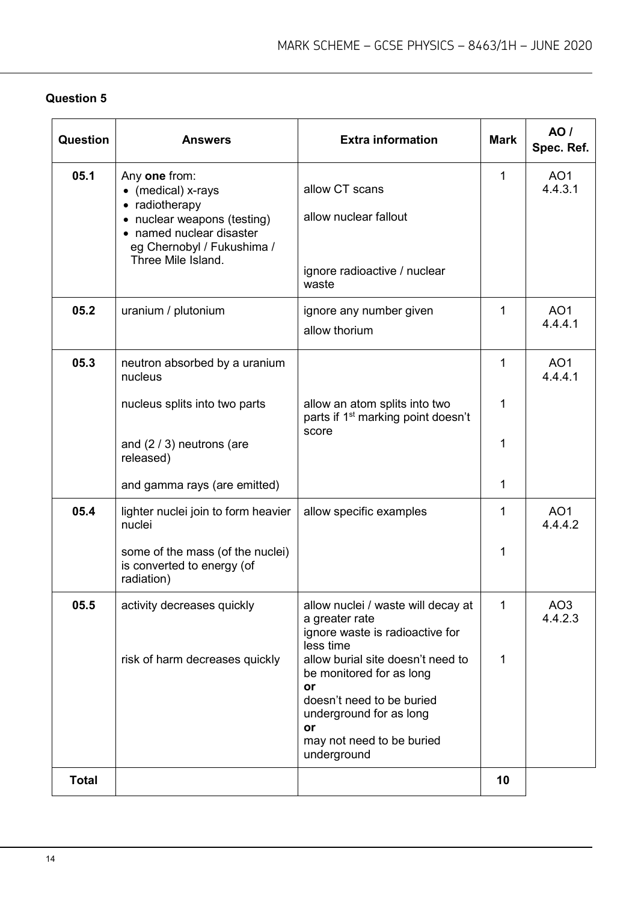## Question 5

| Question | Answers | Extra information | Mark | AO / Spec. Ref. |
|---|---|---|---|---|
| 05.1 | Any **one** from:<br>• (medical) x-rays<br>• radiotherapy<br>• nuclear weapons (testing)<br>• named nuclear disaster eg Chernobyl / Fukushima / Three Mile Island. | allow CT scans<br><br>allow nuclear fallout<br><br>ignore radioactive / nuclear waste | 1 | AO1<br>4.4.3.1 |
| 05.2 | uranium / plutonium | ignore any number given<br>allow thorium | 1 | AO1<br>4.4.4.1 |
| 05.3 | neutron absorbed by a uranium nucleus | | 1 | AO1<br>4.4.4.1 |
| | nucleus splits into two parts | allow an atom splits into two parts if 1st marking point doesn't score | 1 | |
| | and (2 / 3) neutrons (are released) | | 1 | |
| | and gamma rays (are emitted) | | 1 | |
| 05.4 | lighter nuclei join to form heavier nuclei | allow specific examples | 1 | AO1<br>4.4.4.2 |
| | some of the mass (of the nuclei) is converted to energy (of radiation) | | 1 | |
| 05.5 | activity decreases quickly | allow nuclei / waste will decay at a greater rate<br>ignore waste is radioactive for less time | 1 | AO3<br>4.4.2.3 |
| | risk of harm decreases quickly | allow burial site doesn't need to be monitored for as long<br>**or**<br>doesn't need to be buried underground for as long<br>**or**<br>may not need to be buried underground | 1 | |
| **Total** | | | **10** | |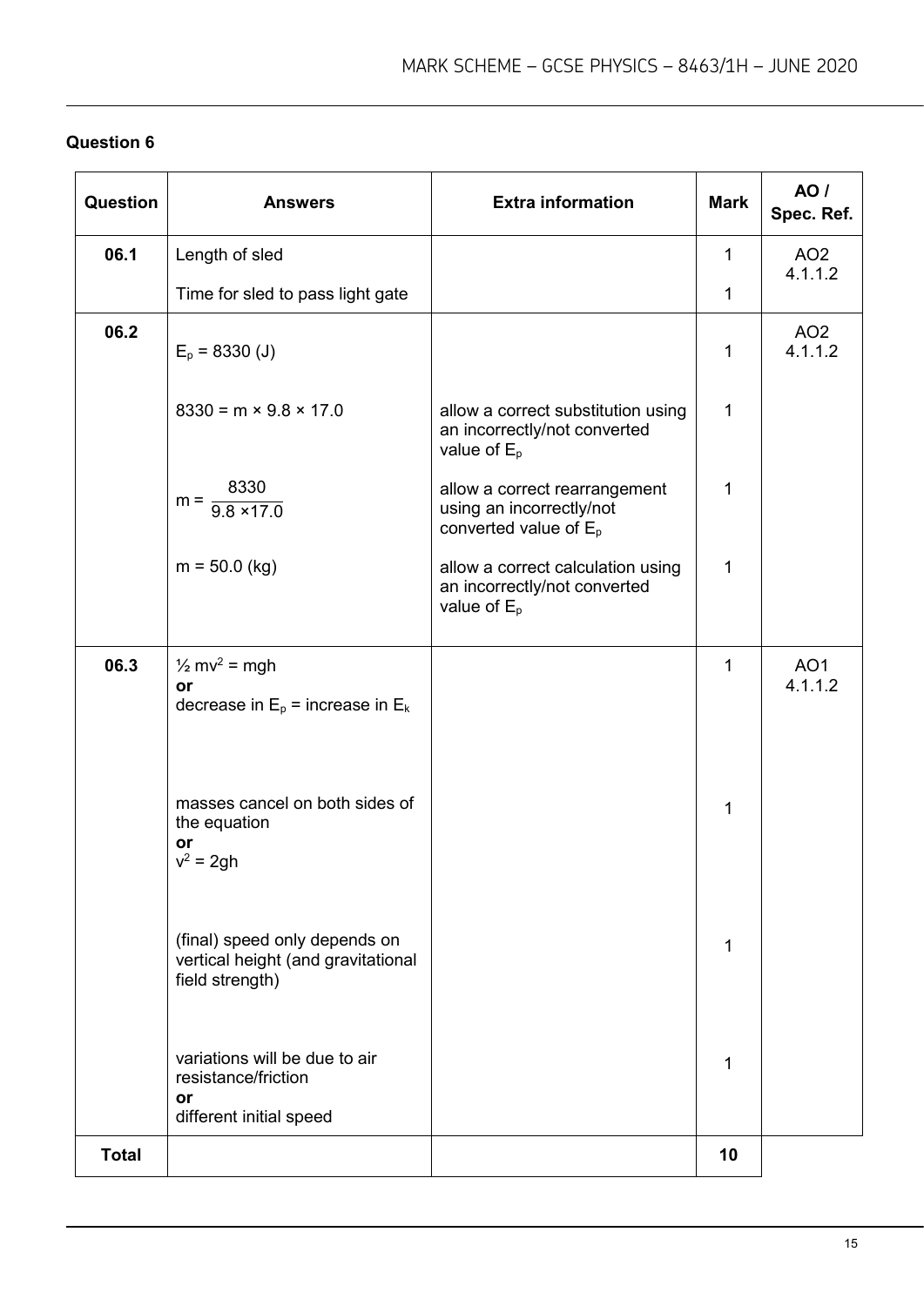## Question 6

| Question | Answers | Extra information | Mark | AO / Spec. Ref. |
|---|---|---|---|---|
| 06.1 | Length of sled | | 1 | AO2 4.1.1.2 |
| | Time for sled to pass light gate | | 1 | |
| 06.2 | $E_p$ = 8330 (J) | | 1 | AO2 4.1.1.2 |
| | 8330 = m × 9.8 × 17.0 | allow a correct substitution using an incorrectly/not converted value of $E_p$ | 1 | |
| | $m = \frac{8330}{9.8 \times 17.0}$ | allow a correct rearrangement using an incorrectly/not converted value of $E_p$ | 1 | |
| | m = 50.0 (kg) | allow a correct calculation using an incorrectly/not converted value of $E_p$ | 1 | |
| 06.3 | $\frac{1}{2}mv^2 = mgh$ **or** decrease in $E_p$ = increase in $E_k$ | | 1 | AO1 4.1.1.2 |
| | masses cancel on both sides of the equation **or** $v^2 = 2gh$ | | 1 | |
| | (final) speed only depends on vertical height (and gravitational field strength) | | 1 | |
| | variations will be due to air resistance/friction **or** different initial speed | | 1 | |
| **Total** | | | **10** | |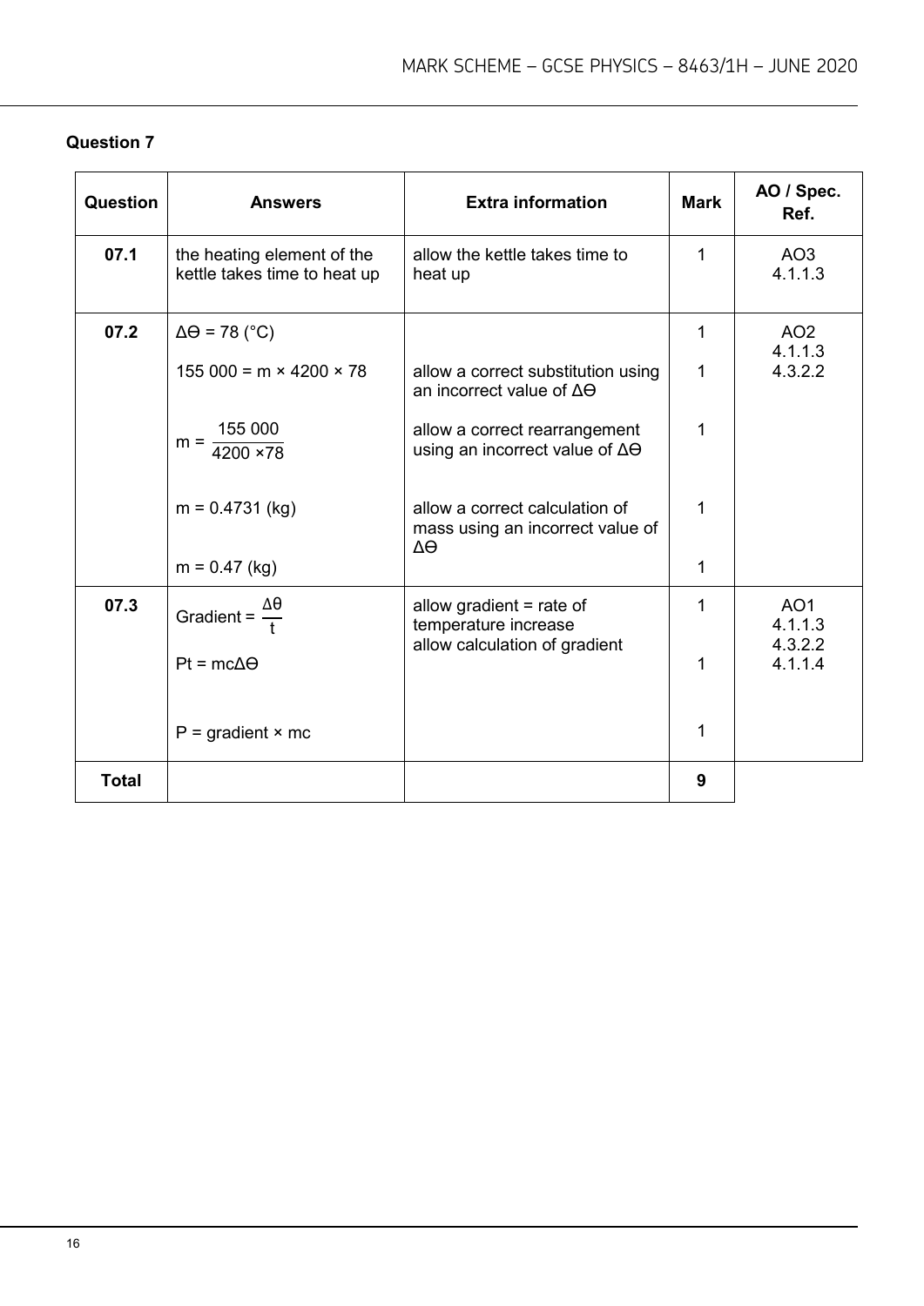**Question 7**

| Question | Answers | Extra information | Mark | AO / Spec. Ref. |
|---|---|---|---|---|
| **07.1** | the heating element of the kettle takes time to heat up | allow the kettle takes time to heat up | 1 | AO3 4.1.1.3 |
| **07.2** | $\Delta\Theta = 78$ (°C) | | 1 | AO2 4.1.1.3 4.3.2.2 |
| | $155\ 000 = m \times 4200 \times 78$ | allow a correct substitution using an incorrect value of $\Delta\Theta$ | 1 | |
| | $m = \frac{155\ 000}{4200 \times 78}$ | allow a correct rearrangement using an incorrect value of $\Delta\Theta$ | 1 | |
| | $m = 0.4731$ (kg) | allow a correct calculation of mass using an incorrect value of $\Delta\Theta$ | 1 | |
| | $m = 0.47$ (kg) | | 1 | |
| **07.3** | Gradient $= \frac{\Delta\theta}{t}$ | allow gradient = rate of temperature increase<br>allow calculation of gradient | 1 | AO1 4.1.1.3 4.3.2.2 4.1.1.4 |
| | $Pt = mc\Delta\Theta$ | | 1 | |
| | $P =$ gradient $\times mc$ | | 1 | |
| **Total** | | | 9 | |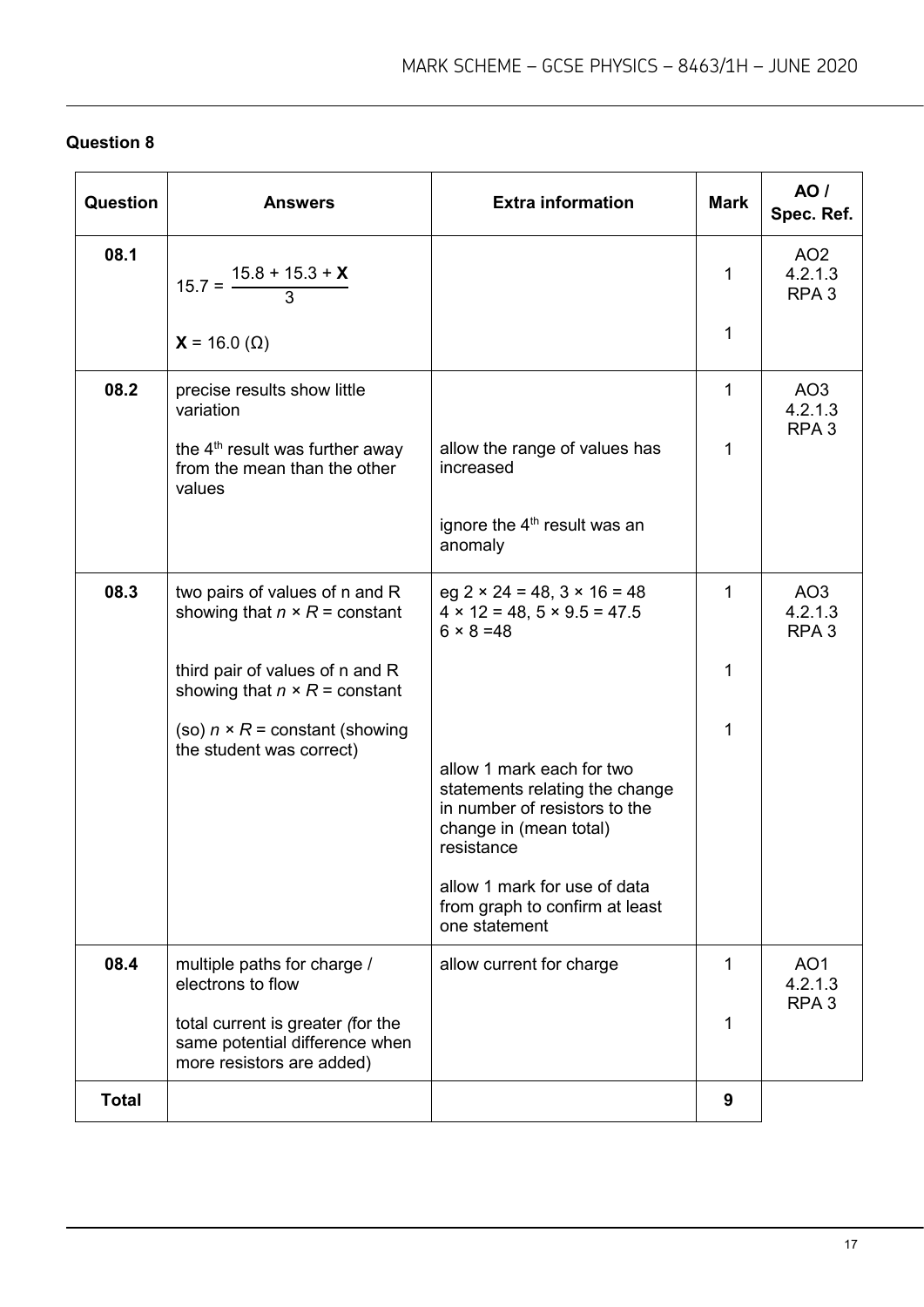## Question 8

| Question | Answers | Extra information | Mark | AO / Spec. Ref. |
|---|---|---|---|---|
| 08.1 | $15.7 = \frac{15.8 + 15.3 + \mathbf{X}}{3}$ | | 1 | AO2 4.2.1.3 RPA 3 |
| | $\mathbf{X} = 16.0$ (Ω) | | 1 | |
| 08.2 | precise results show little variation | | 1 | AO3 4.2.1.3 RPA 3 |
| | the 4th result was further away from the mean than the other values | allow the range of values has increased | 1 | |
| | | ignore the 4th result was an anomaly | | |
| 08.3 | two pairs of values of n and R showing that $n \times R$ = constant | eg $2 \times 24 = 48$, $3 \times 16 = 48$ $4 \times 12 = 48$, $5 \times 9.5 = 47.5$ $6 \times 8 = 48$ | 1 | AO3 4.2.1.3 RPA 3 |
| | third pair of values of n and R showing that $n \times R$ = constant | | 1 | |
| | (so) $n \times R$ = constant (showing the student was correct) | | 1 | |
| | | allow 1 mark each for two statements relating the change in number of resistors to the change in (mean total) resistance | | |
| | | allow 1 mark for use of data from graph to confirm at least one statement | | |
| 08.4 | multiple paths for charge / electrons to flow | allow current for charge | 1 | AO1 4.2.1.3 RPA 3 |
| | total current is greater *(*for the same potential difference when more resistors are added) | | 1 | |
| **Total** | | | **9** | |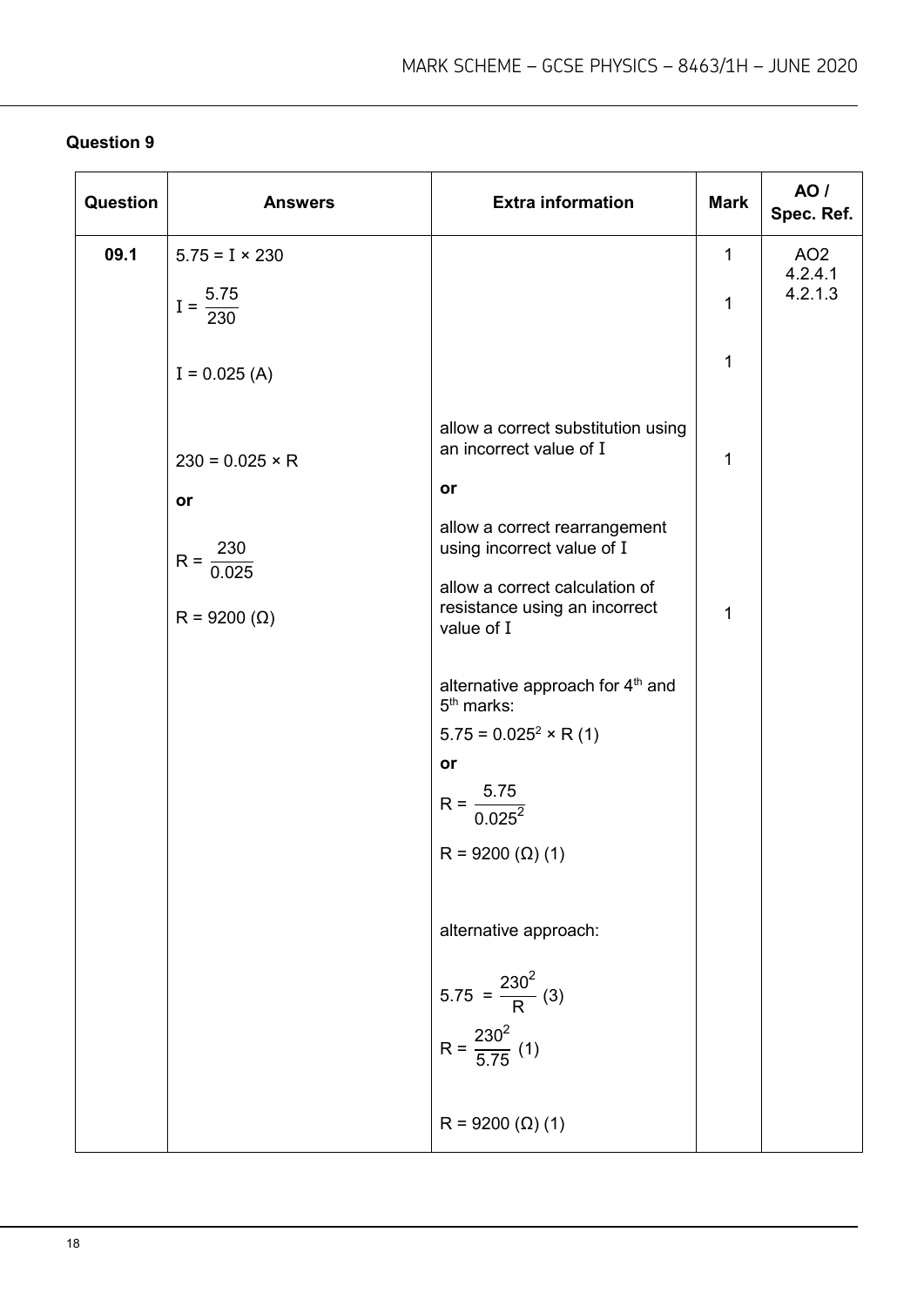## Question 9

| Question | Answers | Extra information | Mark | AO / Spec. Ref. |
|---|---|---|---|---|
| 09.1 | $5.75 = I \times 230$ | | 1 | AO2<br>4.2.4.1<br>4.2.1.3 |
| | $I = \frac{5.75}{230}$ | | 1 | |
| | $I = 0.025$ (A) | | 1 | |
| | $230 = 0.025 \times R$<br>**or**<br>$R = \frac{230}{0.025}$ | allow a correct substitution using an incorrect value of $I$<br>**or**<br>allow a correct rearrangement using incorrect value of $I$ | 1 | |
| | $R = 9200$ ($\Omega$) | allow a correct calculation of resistance using an incorrect value of $I$ | 1 | |
| | | alternative approach for 4th and 5th marks:<br>$5.75 = 0.025^2 \times R$ (1)<br>**or**<br>$R = \frac{5.75}{0.025^2}$<br>$R = 9200$ ($\Omega$) (1) | | |
| | | alternative approach:<br>$5.75 = \frac{230^2}{R}$ (3)<br>$R = \frac{230^2}{5.75}$ (1)<br>$R = 9200$ ($\Omega$) (1) | | |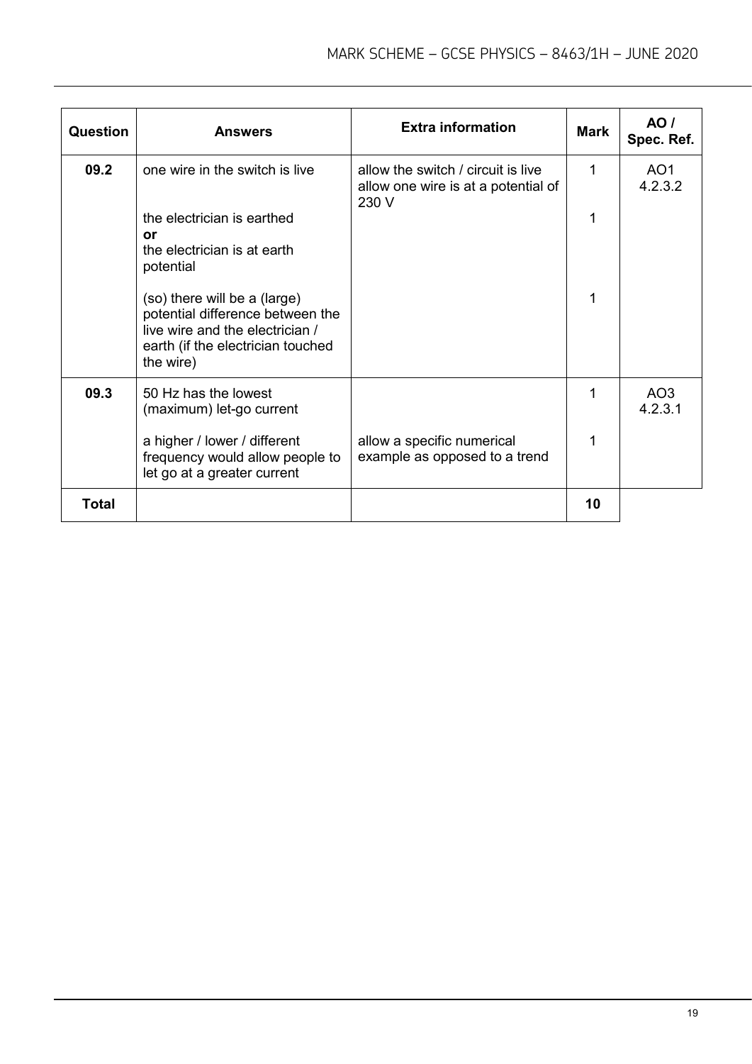| Question | Answers | Extra information | Mark | AO / Spec. Ref. |
|---|---|---|---|---|
| 09.2 | one wire in the switch is live | allow the switch / circuit is live<br>allow one wire is at a potential of 230 V | 1 | AO1<br>4.2.3.2 |
| | the electrician is earthed<br>**or**<br>the electrician is at earth potential | | 1 | |
| | (so) there will be a (large) potential difference between the live wire and the electrician / earth (if the electrician touched the wire) | | 1 | |
| 09.3 | 50 Hz has the lowest (maximum) let-go current | | 1 | AO3<br>4.2.3.1 |
| | a higher / lower / different frequency would allow people to let go at a greater current | allow a specific numerical example as opposed to a trend | 1 | |
| **Total** | | | **10** | |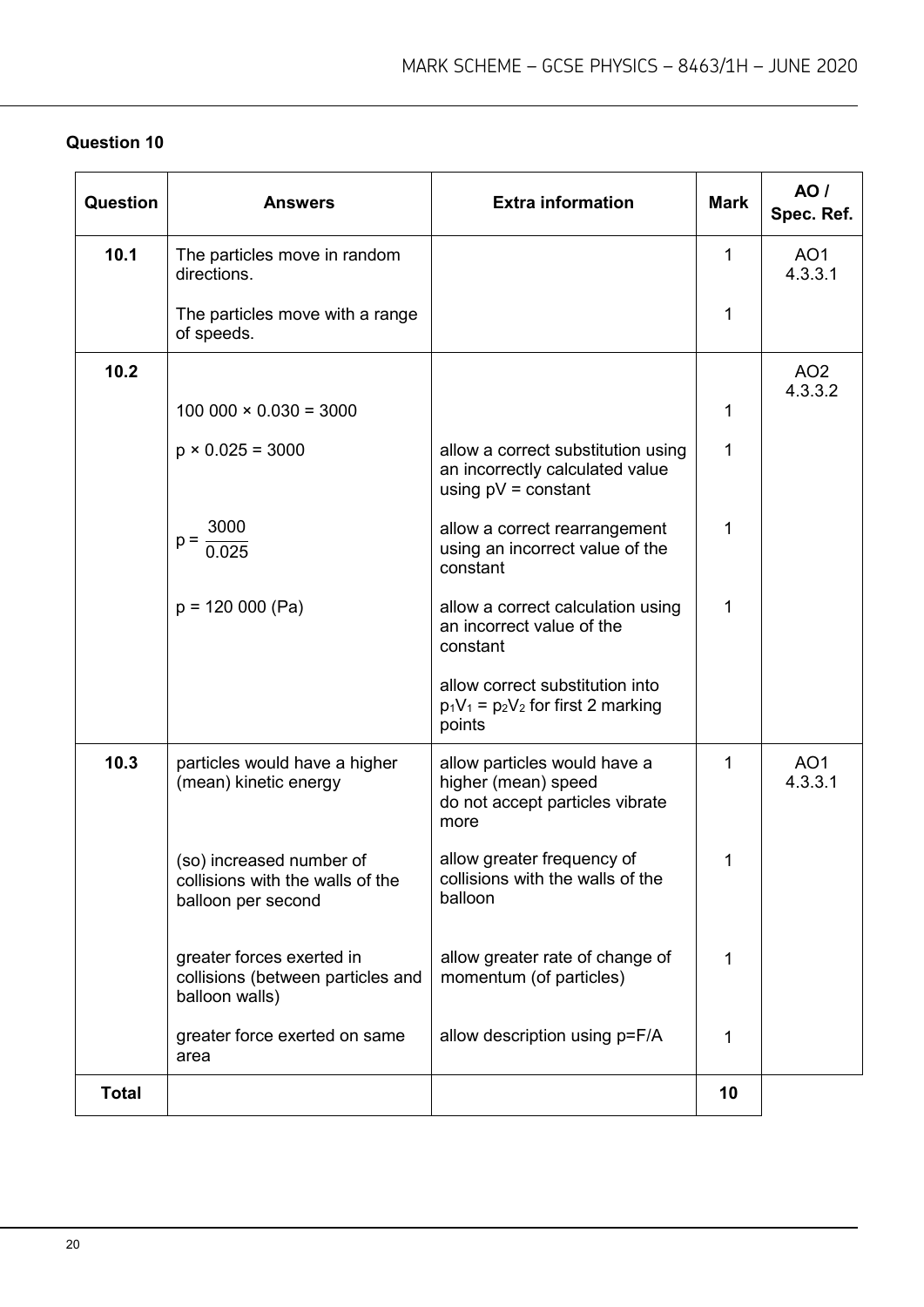**Question 10**

| Question | Answers | Extra information | Mark | AO / Spec. Ref. |
| --- | --- | --- | --- | --- |
| **10.1** | The particles move in random directions. | | 1 | AO1 4.3.3.1 |
| | The particles move with a range of speeds. | | 1 | |
| **10.2** | | | | AO2 4.3.3.2 |
| | 100 000 × 0.030 = 3000 | | 1 | |
| | p × 0.025 = 3000 | allow a correct substitution using an incorrectly calculated value using pV = constant | 1 | |
| | $p = \frac{3000}{0.025}$ | allow a correct rearrangement using an incorrect value of the constant | 1 | |
| | p = 120 000 (Pa) | allow a correct calculation using an incorrect value of the constant<br><br>allow correct substitution into $p_1V_1 = p_2V_2$ for first 2 marking points | 1 | |
| **10.3** | particles would have a higher (mean) kinetic energy | allow particles would have a higher (mean) speed<br>do not accept particles vibrate more | 1 | AO1 4.3.3.1 |
| | (so) increased number of collisions with the walls of the balloon per second | allow greater frequency of collisions with the walls of the balloon | 1 | |
| | greater forces exerted in collisions (between particles and balloon walls) | allow greater rate of change of momentum (of particles) | 1 | |
| | greater force exerted on same area | allow description using p=F/A | 1 | |
| **Total** | | | 10 | |